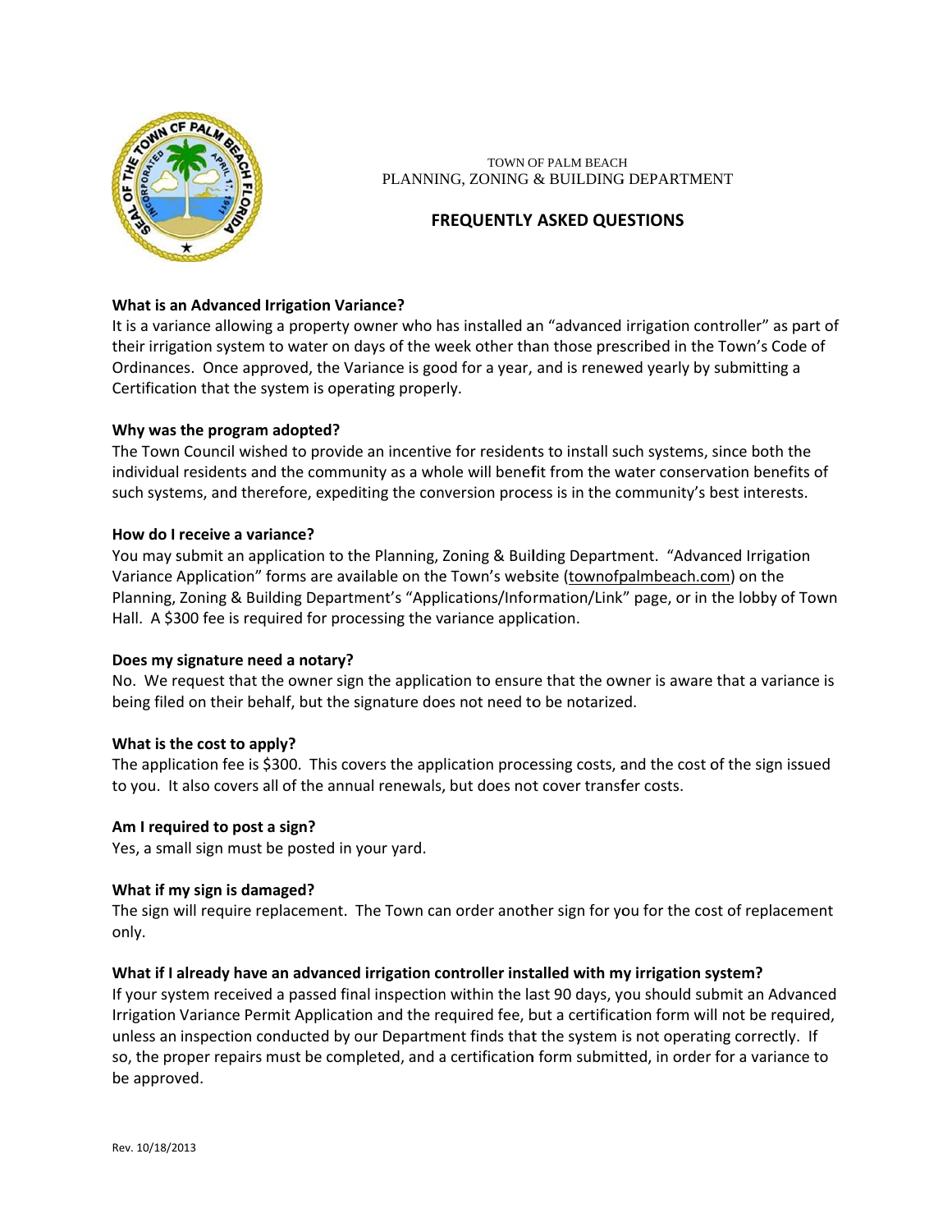TOWN OF PALM BEACH
PLANNING, ZONING & BUILDING DEPARTMENT

# FREQUENTLY ASKED QUESTIONS

**What is an Advanced Irrigation Variance?**
It is a variance allowing a property owner who has installed an "advanced irrigation controller" as part of their irrigation system to water on days of the week other than those prescribed in the Town's Code of Ordinances. Once approved, the Variance is good for a year, and is renewed yearly by submitting a Certification that the system is operating properly.

**Why was the program adopted?**
The Town Council wished to provide an incentive for residents to install such systems, since both the individual residents and the community as a whole will benefit from the water conservation benefits of such systems, and therefore, expediting the conversion process is in the community's best interests.

**How do I receive a variance?**
You may submit an application to the Planning, Zoning & Building Department. "Advanced Irrigation Variance Application" forms are available on the Town's website (townofpalmbeach.com) on the Planning, Zoning & Building Department's "Applications/Information/Link" page, or in the lobby of Town Hall. A $300 fee is required for processing the variance application.

**Does my signature need a notary?**
No. We request that the owner sign the application to ensure that the owner is aware that a variance is being filed on their behalf, but the signature does not need to be notarized.

**What is the cost to apply?**
The application fee is $300. This covers the application processing costs, and the cost of the sign issued to you. It also covers all of the annual renewals, but does not cover transfer costs.

**Am I required to post a sign?**
Yes, a small sign must be posted in your yard.

**What if my sign is damaged?**
The sign will require replacement. The Town can order another sign for you for the cost of replacement only.

**What if I already have an advanced irrigation controller installed with my irrigation system?**
If your system received a passed final inspection within the last 90 days, you should submit an Advanced Irrigation Variance Permit Application and the required fee, but a certification form will not be required, unless an inspection conducted by our Department finds that the system is not operating correctly. If so, the proper repairs must be completed, and a certification form submitted, in order for a variance to be approved.

Rev. 10/18/2013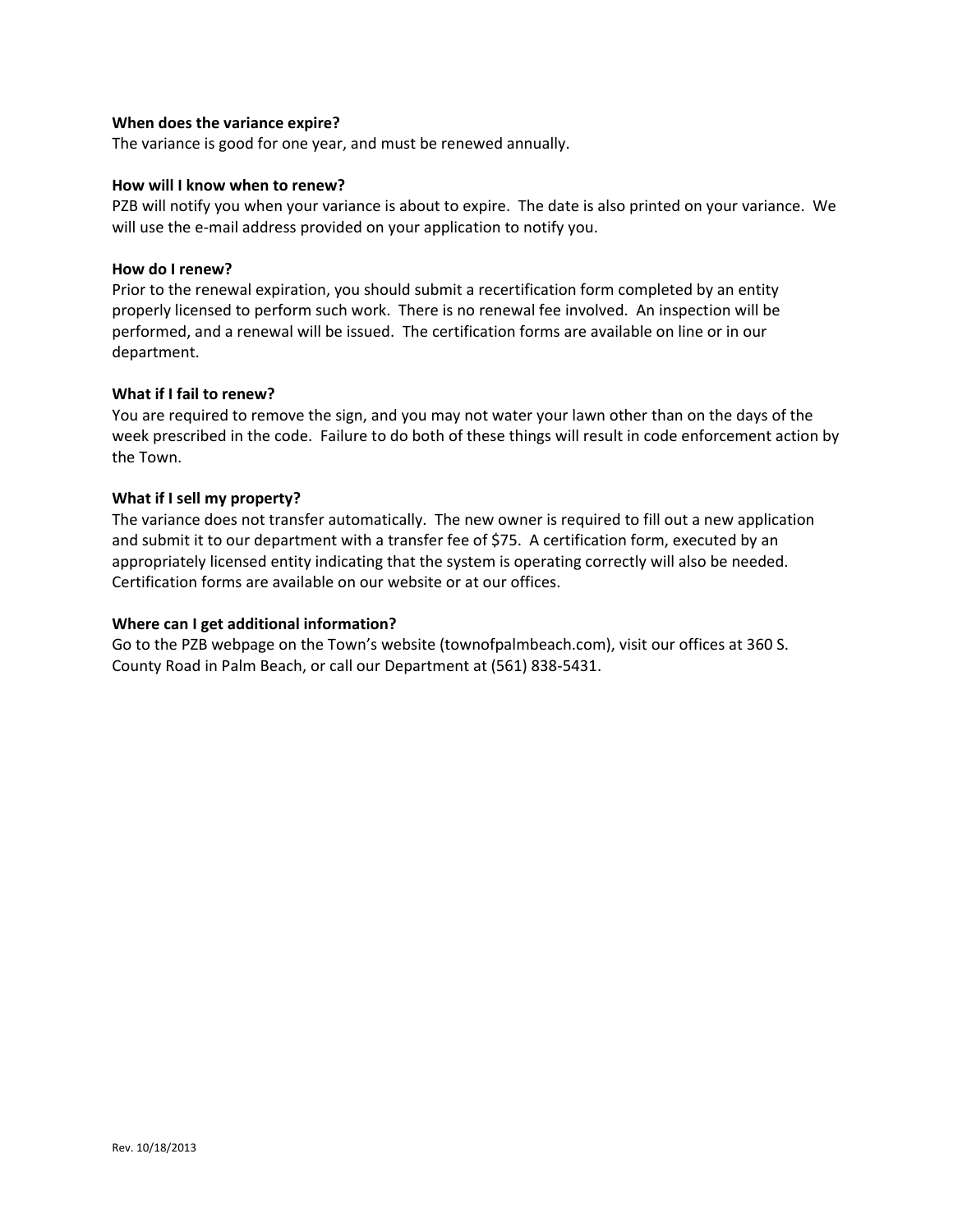**When does the variance expire?**

The variance is good for one year, and must be renewed annually.

**How will I know when to renew?**

PZB will notify you when your variance is about to expire. The date is also printed on your variance. We will use the e-mail address provided on your application to notify you.

**How do I renew?**

Prior to the renewal expiration, you should submit a recertification form completed by an entity properly licensed to perform such work. There is no renewal fee involved. An inspection will be performed, and a renewal will be issued. The certification forms are available on line or in our department.

**What if I fail to renew?**

You are required to remove the sign, and you may not water your lawn other than on the days of the week prescribed in the code. Failure to do both of these things will result in code enforcement action by the Town.

**What if I sell my property?**

The variance does not transfer automatically. The new owner is required to fill out a new application and submit it to our department with a transfer fee of $75. A certification form, executed by an appropriately licensed entity indicating that the system is operating correctly will also be needed. Certification forms are available on our website or at our offices.

**Where can I get additional information?**

Go to the PZB webpage on the Town's website (townofpalmbeach.com), visit our offices at 360 S. County Road in Palm Beach, or call our Department at (561) 838-5431.

Rev. 10/18/2013